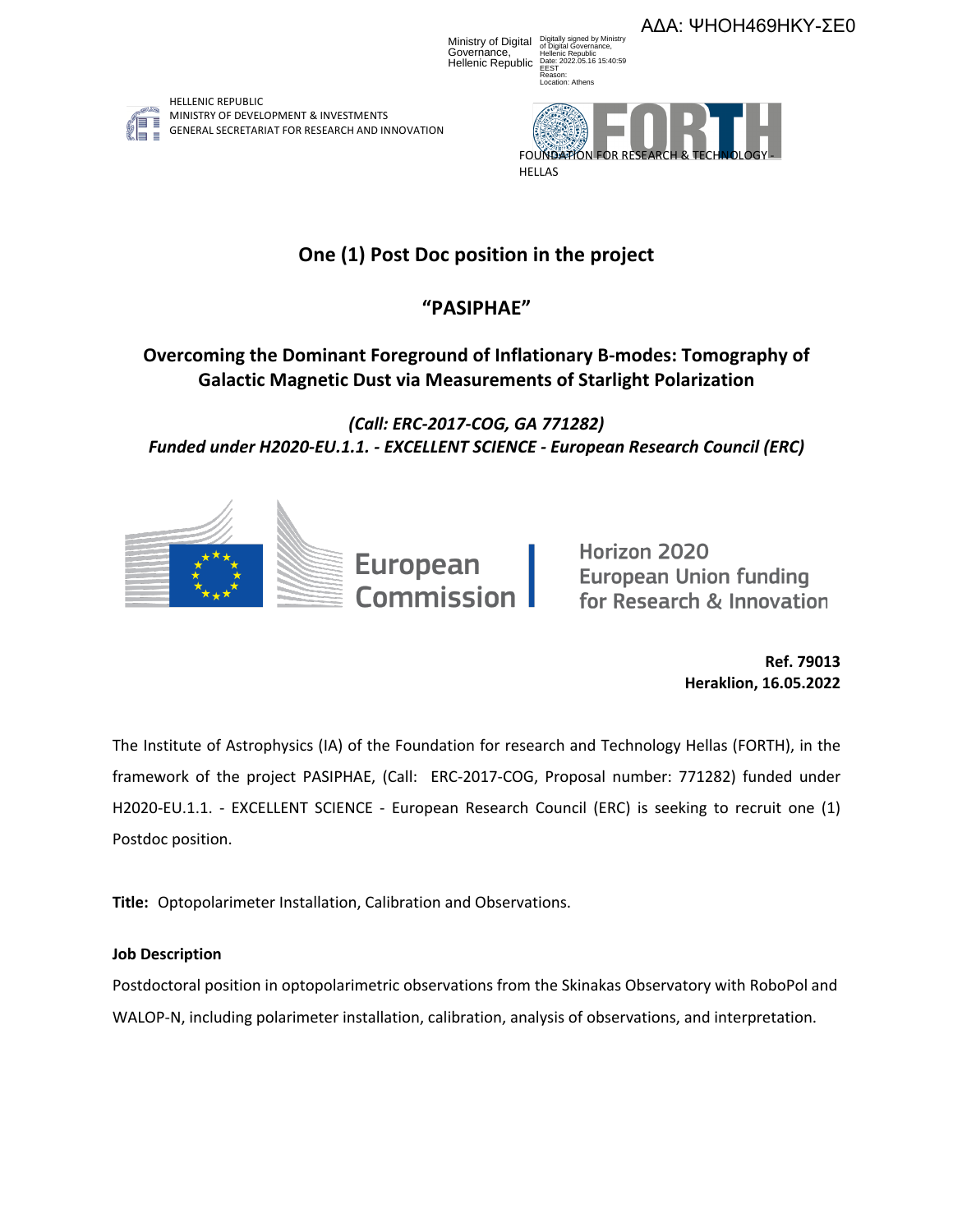ΑΔΑ: ΨΗΟΗ469ΗΚΥ-ΣΕ0

Ministry of Digital Governance, Hellenic Republic

Digitally signed by Ministry of Digital Governance, Hellenic Republic
Date: 2022.05.16 15:40:59 EEST
Reason:
Location: Athens

HELLENIC REPUBLIC
MINISTRY OF DEVELOPMENT & INVESTMENTS
GENERAL SECRETARIAT FOR RESEARCH AND INNOVATION

FORTH
FOUNDATION FOR RESEARCH & TECHNOLOGY - HELLAS

# One (1) Post Doc position in the project

# "PASIPHAE"

## Overcoming the Dominant Foreground of Inflationary B-modes: Tomography of Galactic Magnetic Dust via Measurements of Starlight Polarization

***(Call: ERC-2017-COG, GA 771282)***
***Funded under H2020-EU.1.1. - EXCELLENT SCIENCE - European Research Council (ERC)***

European Commission

Horizon 2020
European Union funding
for Research & Innovation

**Ref. 79013**
**Heraklion, 16.05.2022**

The Institute of Astrophysics (IA) of the Foundation for research and Technology Hellas (FORTH), in the framework of the project PASIPHAE, (Call: ERC-2017-COG, Proposal number: 771282) funded under H2020-EU.1.1. - EXCELLENT SCIENCE - European Research Council (ERC) is seeking to recruit one (1) Postdoc position.

**Title:** Optopolarimeter Installation, Calibration and Observations.

**Job Description**

Postdoctoral position in optopolarimetric observations from the Skinakas Observatory with RoboPol and WALOP-N, including polarimeter installation, calibration, analysis of observations, and interpretation.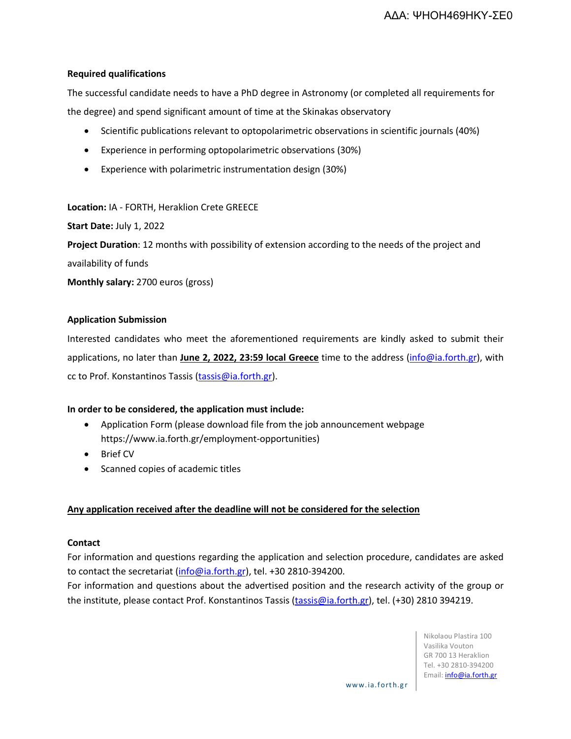**Required qualifications**

The successful candidate needs to have a PhD degree in Astronomy (or completed all requirements for the degree) and spend significant amount of time at the Skinakas observatory

- Scientific publications relevant to optopolarimetric observations in scientific journals (40%)
- Experience in performing optopolarimetric observations (30%)
- Experience with polarimetric instrumentation design (30%)

**Location:** IA - FORTH, Heraklion Crete GREECE

**Start Date:** July 1, 2022

**Project Duration**: 12 months with possibility of extension according to the needs of the project and availability of funds

**Monthly salary:** 2700 euros (gross)

**Application Submission**

Interested candidates who meet the aforementioned requirements are kindly asked to submit their applications, no later than **June 2, 2022, 23:59 local Greece** time to the address (info@ia.forth.gr), with cc to Prof. Konstantinos Tassis (tassis@ia.forth.gr).

**In order to be considered, the application must include:**

- Application Form (please download file from the job announcement webpage https://www.ia.forth.gr/employment-opportunities)
- Brief CV
- Scanned copies of academic titles

**Any application received after the deadline will not be considered for the selection**

**Contact**

For information and questions regarding the application and selection procedure, candidates are asked to contact the secretariat (info@ia.forth.gr), tel. +30 2810-394200.

For information and questions about the advertised position and the research activity of the group or the institute, please contact Prof. Konstantinos Tassis (tassis@ia.forth.gr), tel. (+30) 2810 394219.

Nikolaou Plastira 100
Vasilika Vouton
GR 700 13 Heraklion
Tel. +30 2810-394200
Email: info@ia.forth.gr

www.ia.forth.gr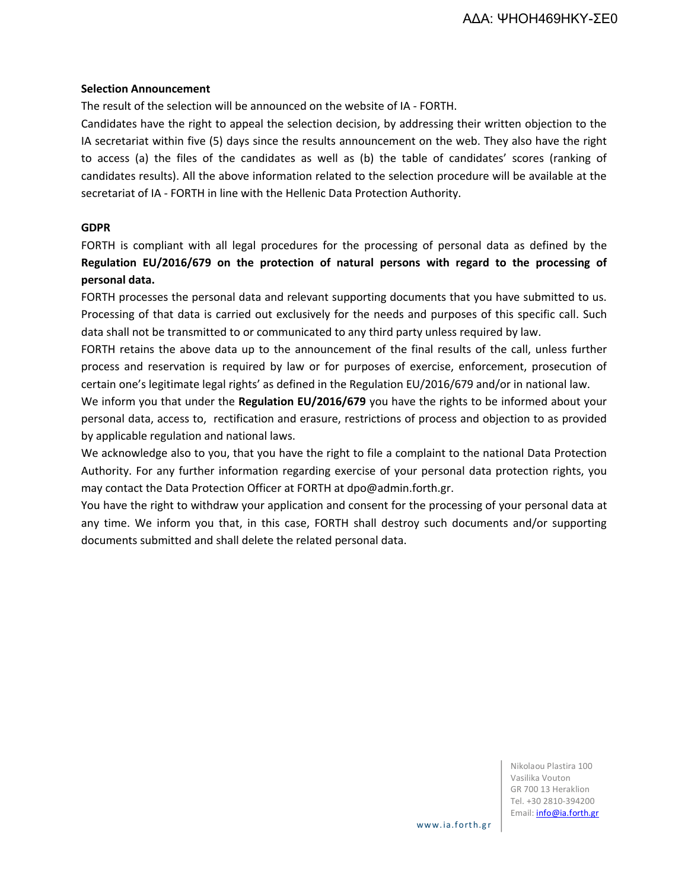**Selection Announcement**

The result of the selection will be announced on the website of IA - FORTH.

Candidates have the right to appeal the selection decision, by addressing their written objection to the IA secretariat within five (5) days since the results announcement on the web. They also have the right to access (a) the files of the candidates as well as (b) the table of candidates' scores (ranking of candidates results). All the above information related to the selection procedure will be available at the secretariat of IA - FORTH in line with the Hellenic Data Protection Authority.

**GDPR**

FORTH is compliant with all legal procedures for the processing of personal data as defined by the **Regulation EU/2016/679 on the protection of natural persons with regard to the processing of personal data.**

FORTH processes the personal data and relevant supporting documents that you have submitted to us. Processing of that data is carried out exclusively for the needs and purposes of this specific call. Such data shall not be transmitted to or communicated to any third party unless required by law.

FORTH retains the above data up to the announcement of the final results of the call, unless further process and reservation is required by law or for purposes of exercise, enforcement, prosecution of certain one's legitimate legal rights' as defined in the Regulation EU/2016/679 and/or in national law.

We inform you that under the **Regulation EU/2016/679** you have the rights to be informed about your personal data, access to, rectification and erasure, restrictions of process and objection to as provided by applicable regulation and national laws.

We acknowledge also to you, that you have the right to file a complaint to the national Data Protection Authority. For any further information regarding exercise of your personal data protection rights, you may contact the Data Protection Officer at FORTH at dpo@admin.forth.gr.

You have the right to withdraw your application and consent for the processing of your personal data at any time. We inform you that, in this case, FORTH shall destroy such documents and/or supporting documents submitted and shall delete the related personal data.